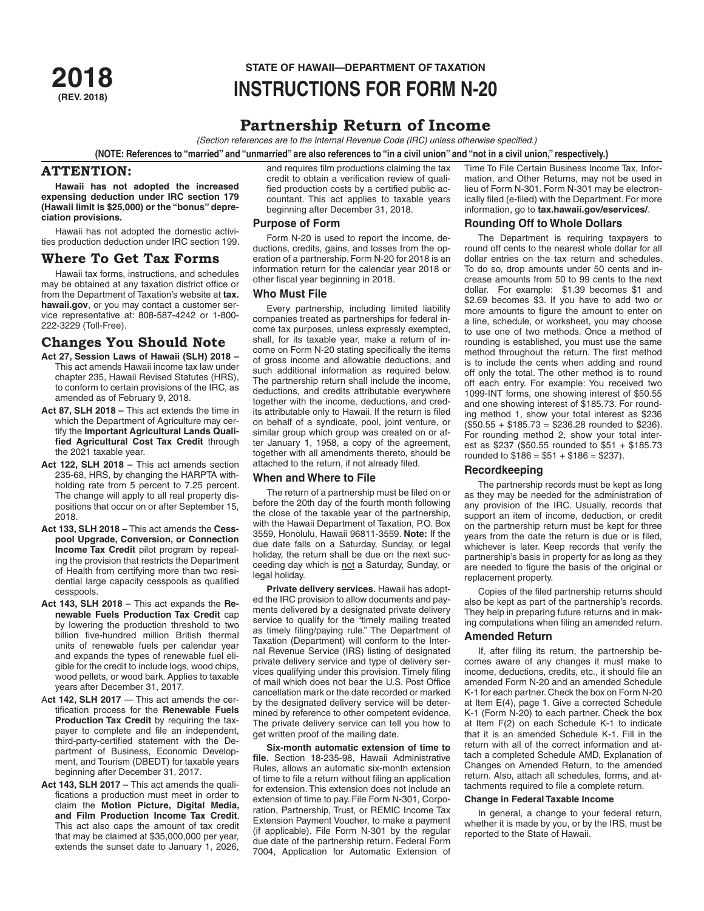**2018**
**(REV. 2018)**

**STATE OF HAWAII—DEPARTMENT OF TAXATION**

# INSTRUCTIONS FOR FORM N-20

## Partnership Return of Income

*(Section references are to the Internal Revenue Code (IRC) unless otherwise specified.)*

**(NOTE: References to "married" and "unmarried" are also references to "in a civil union" and "not in a civil union," respectively.)**

## ATTENTION:

**Hawaii has not adopted the increased expensing deduction under IRC section 179 (Hawaii limit is $25,000) or the "bonus" depreciation provisions.**

Hawaii has not adopted the domestic activities production deduction under IRC section 199.

## Where To Get Tax Forms

Hawaii tax forms, instructions, and schedules may be obtained at any taxation district office or from the Department of Taxation's website at **tax.hawaii.gov**, or you may contact a customer service representative at: 808-587-4242 or 1-800-222-3229 (Toll-Free).

## Changes You Should Note

**Act 27, Session Laws of Hawaii (SLH) 2018 –** This act amends Hawaii income tax law under chapter 235, Hawaii Revised Statutes (HRS), to conform to certain provisions of the IRC, as amended as of February 9, 2018.

**Act 87, SLH 2018 –** This act extends the time in which the Department of Agriculture may certify the **Important Agricultural Lands Qualified Agricultural Cost Tax Credit** through the 2021 taxable year.

**Act 122, SLH 2018 –** This act amends section 235-68, HRS, by changing the HARPTA withholding rate from 5 percent to 7.25 percent. The change will apply to all real property dispositions that occur on or after September 15, 2018.

**Act 133, SLH 2018 –** This act amends the **Cesspool Upgrade, Conversion, or Connection Income Tax Credit** pilot program by repealing the provision that restricts the Department of Health from certifying more than two residential large capacity cesspools as qualified cesspools.

**Act 143, SLH 2018 –** This act expands the **Renewable Fuels Production Tax Credit** cap by lowering the production threshold to two billion five-hundred million British thermal units of renewable fuels per calendar year and expands the types of renewable fuel eligible for the credit to include logs, wood chips, wood pellets, or wood bark. Applies to taxable years after December 31, 2017.

**Act 142, SLH 2017** — This act amends the certification process for the **Renewable Fuels Production Tax Credit** by requiring the taxpayer to complete and file an independent, third-party-certified statement with the Department of Business, Economic Development, and Tourism (DBEDT) for taxable years beginning after December 31, 2017.

**Act 143, SLH 2017 –** This act amends the qualifications a production must meet in order to claim the **Motion Picture, Digital Media, and Film Production Income Tax Credit**. This act also caps the amount of tax credit that may be claimed at $35,000,000 per year, extends the sunset date to January 1, 2026, and requires film productions claiming the tax credit to obtain a verification review of qualified production costs by a certified public accountant. This act applies to taxable years beginning after December 31, 2018.

### Purpose of Form

Form N-20 is used to report the income, deductions, credits, gains, and losses from the operation of a partnership. Form N-20 for 2018 is an information return for the calendar year 2018 or other fiscal year beginning in 2018.

### Who Must File

Every partnership, including limited liability companies treated as partnerships for federal income tax purposes, unless expressly exempted, shall, for its taxable year, make a return of income on Form N-20 stating specifically the items of gross income and allowable deductions, and such additional information as required below. The partnership return shall include the income, deductions, and credits attributable everywhere together with the income, deductions, and credits attributable only to Hawaii. If the return is filed on behalf of a syndicate, pool, joint venture, or similar group which group was created on or after January 1, 1958, a copy of the agreement, together with all amendments thereto, should be attached to the return, if not already filed.

### When and Where to File

The return of a partnership must be filed on or before the 20th day of the fourth month following the close of the taxable year of the partnership, with the Hawaii Department of Taxation, P.O. Box 3559, Honolulu, Hawaii 96811-3559. **Note:** If the due date falls on a Saturday, Sunday, or legal holiday, the return shall be due on the next succeeding day which is not a Saturday, Sunday, or legal holiday.

**Private delivery services.** Hawaii has adopted the IRC provision to allow documents and payments delivered by a designated private delivery service to qualify for the "timely mailing treated as timely filing/paying rule." The Department of Taxation (Department) will conform to the Internal Revenue Service (IRS) listing of designated private delivery service and type of delivery services qualifying under this provision. Timely filing of mail which does not bear the U.S. Post Office cancellation mark or the date recorded or marked by the designated delivery service will be determined by reference to other competent evidence. The private delivery service can tell you how to get written proof of the mailing date.

**Six-month automatic extension of time to file.** Section 18-235-98, Hawaii Administrative Rules, allows an automatic six-month extension of time to file a return without filing an application for extension. This extension does not include an extension of time to pay. File Form N-301, Corporation, Partnership, Trust, or REMIC Income Tax Extension Payment Voucher, to make a payment (if applicable). File Form N-301 by the regular due date of the partnership return. Federal Form 7004, Application for Automatic Extension of Time To File Certain Business Income Tax, Information, and Other Returns, may not be used in lieu of Form N-301. Form N-301 may be electronically filed (e-filed) with the Department. For more information, go to **tax.hawaii.gov/eservices/**.

### Rounding Off to Whole Dollars

The Department is requiring taxpayers to round off cents to the nearest whole dollar for all dollar entries on the tax return and schedules. To do so, drop amounts under 50 cents and increase amounts from 50 to 99 cents to the next dollar. For example: $1.39 becomes $1 and $2.69 becomes $3. If you have to add two or more amounts to figure the amount to enter on a line, schedule, or worksheet, you may choose to use one of two methods. Once a method of rounding is established, you must use the same method throughout the return. The first method is to include the cents when adding and round off only the total. The other method is to round off each entry. For example: You received two 1099-INT forms, one showing interest of $50.55 and one showing interest of $185.73. For rounding method 1, show your total interest as $236 ($50.55 + $185.73 = $236.28 rounded to $236). For rounding method 2, show your total interest as $237 ($50.55 rounded to $51 + $185.73 rounded to $186 = $51 + $186 = $237).

### Recordkeeping

The partnership records must be kept as long as they may be needed for the administration of any provision of the IRC. Usually, records that support an item of income, deduction, or credit on the partnership return must be kept for three years from the date the return is due or is filed, whichever is later. Keep records that verify the partnership's basis in property for as long as they are needed to figure the basis of the original or replacement property.

Copies of the filed partnership returns should also be kept as part of the partnership's records. They help in preparing future returns and in making computations when filing an amended return.

### Amended Return

If, after filing its return, the partnership becomes aware of any changes it must make to income, deductions, credits, etc., it should file an amended Form N-20 and an amended Schedule K-1 for each partner. Check the box on Form N-20 at Item E(4), page 1. Give a corrected Schedule K-1 (Form N-20) to each partner. Check the box at Item F(2) on each Schedule K-1 to indicate that it is an amended Schedule K-1. Fill in the return with all of the correct information and attach a completed Schedule AMD, Explanation of Changes on Amended Return, to the amended return. Also, attach all schedules, forms, and attachments required to file a complete return.

#### Change in Federal Taxable Income

In general, a change to your federal return, whether it is made by you, or by the IRS, must be reported to the State of Hawaii.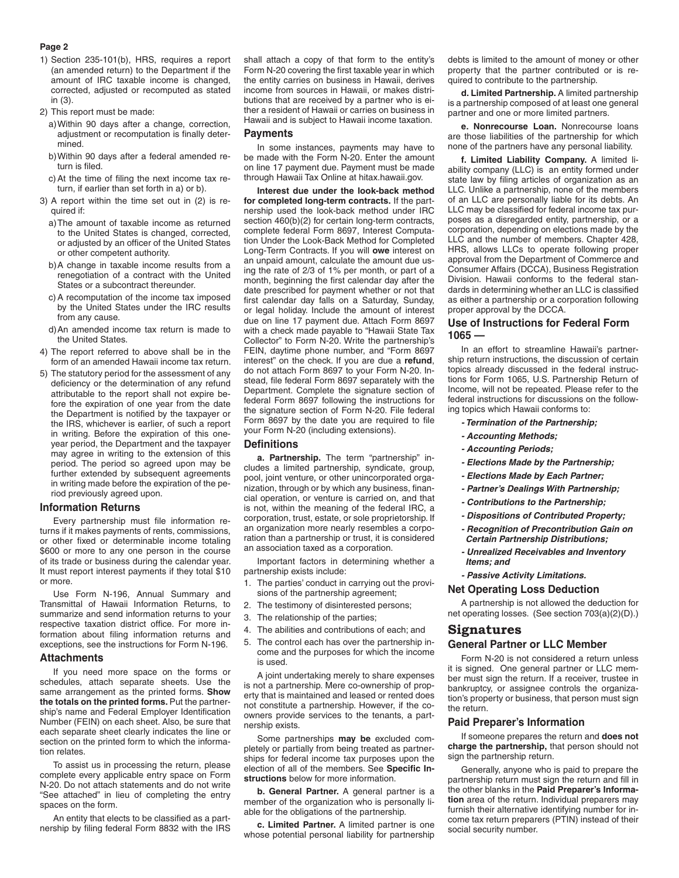1) Section 235-101(b), HRS, requires a report (an amended return) to the Department if the amount of IRC taxable income is changed, corrected, adjusted or recomputed as stated in (3).
2) This report must be made:
   a) Within 90 days after a change, correction, adjustment or recomputation is finally determined.
   b) Within 90 days after a federal amended return is filed.
   c) At the time of filing the next income tax return, if earlier than set forth in a) or b).
3) A report within the time set out in (2) is required if:
   a) The amount of taxable income as returned to the United States is changed, corrected, or adjusted by an officer of the United States or other competent authority.
   b) A change in taxable income results from a renegotiation of a contract with the United States or a subcontract thereunder.
   c) A recomputation of the income tax imposed by the United States under the IRC results from any cause.
   d) An amended income tax return is made to the United States.
4) The report referred to above shall be in the form of an amended Hawaii income tax return.
5) The statutory period for the assessment of any deficiency or the determination of any refund attributable to the report shall not expire before the expiration of one year from the date the Department is notified by the taxpayer or the IRS, whichever is earlier, of such a report in writing. Before the expiration of this one-year period, the Department and the taxpayer may agree in writing to the extension of this period. The period so agreed upon may be further extended by subsequent agreements in writing made before the expiration of the period previously agreed upon.

### Information Returns

Every partnership must file information returns if it makes payments of rents, commissions, or other fixed or determinable income totaling $600 or more to any one person in the course of its trade or business during the calendar year. It must report interest payments if they total $10 or more.

Use Form N-196, Annual Summary and Transmittal of Hawaii Information Returns, to summarize and send information returns to your respective taxation district office. For more information about filing information returns and exceptions, see the instructions for Form N-196.

### Attachments

If you need more space on the forms or schedules, attach separate sheets. Use the same arrangement as the printed forms. **Show the totals on the printed forms.** Put the partnership's name and Federal Employer Identification Number (FEIN) on each sheet. Also, be sure that each separate sheet clearly indicates the line or section on the printed form to which the information relates.

To assist us in processing the return, please complete every applicable entry space on Form N-20. Do not attach statements and do not write "See attached" in lieu of completing the entry spaces on the form.

An entity that elects to be classified as a partnership by filing federal Form 8832 with the IRS shall attach a copy of that form to the entity's Form N-20 covering the first taxable year in which the entity carries on business in Hawaii, derives income from sources in Hawaii, or makes distributions that are received by a partner who is either a resident of Hawaii or carries on business in Hawaii and is subject to Hawaii income taxation.

### Payments

In some instances, payments may have to be made with the Form N-20. Enter the amount on line 17 payment due. Payment must be made through Hawaii Tax Online at hitax.hawaii.gov.

**Interest due under the look-back method for completed long-term contracts.** If the partnership used the look-back method under IRC section 460(b)(2) for certain long-term contracts, complete federal Form 8697, Interest Computation Under the Look-Back Method for Completed Long-Term Contracts. If you will **owe** interest on an unpaid amount, calculate the amount due using the rate of 2/3 of 1% per month, or part of a month, beginning the first calendar day after the date prescribed for payment whether or not that first calendar day falls on a Saturday, Sunday, or legal holiday. Include the amount of interest due on line 17 payment due. Attach Form 8697 with a check made payable to "Hawaii State Tax Collector" to Form N-20. Write the partnership's FEIN, daytime phone number, and "Form 8697 interest" on the check. If you are due a **refund**, do not attach Form 8697 to your Form N-20. Instead, file federal Form 8697 separately with the Department. Complete the signature section of federal Form 8697 following the instructions for the signature section of Form N-20. File federal Form 8697 by the date you are required to file your Form N-20 (including extensions).

### Definitions

**a. Partnership.** The term "partnership" includes a limited partnership, syndicate, group, pool, joint venture, or other unincorporated organization, through or by which any business, financial operation, or venture is carried on, and that is not, within the meaning of the federal IRC, a corporation, trust, estate, or sole proprietorship. If an organization more nearly resembles a corporation than a partnership or trust, it is considered an association taxed as a corporation.

Important factors in determining whether a partnership exists include:

1. The parties' conduct in carrying out the provisions of the partnership agreement;
2. The testimony of disinterested persons;
3. The relationship of the parties;
4. The abilities and contributions of each; and
5. The control each has over the partnership income and the purposes for which the income is used.

A joint undertaking merely to share expenses is not a partnership. Mere co-ownership of property that is maintained and leased or rented does not constitute a partnership. However, if the co-owners provide services to the tenants, a partnership exists.

Some partnerships **may be** excluded completely or partially from being treated as partnerships for federal income tax purposes upon the election of all of the members. See **Specific Instructions** below for more information.

**b. General Partner.** A general partner is a member of the organization who is personally liable for the obligations of the partnership.

**c. Limited Partner.** A limited partner is one whose potential personal liability for partnership debts is limited to the amount of money or other property that the partner contributed or is required to contribute to the partnership.

**d. Limited Partnership.** A limited partnership is a partnership composed of at least one general partner and one or more limited partners.

**e. Nonrecourse Loan.** Nonrecourse loans are those liabilities of the partnership for which none of the partners have any personal liability.

**f. Limited Liability Company.** A limited liability company (LLC) is an entity formed under state law by filing articles of organization as an LLC. Unlike a partnership, none of the members of an LLC are personally liable for its debts. An LLC may be classified for federal income tax purposes as a disregarded entity, partnership, or a corporation, depending on elections made by the LLC and the number of members. Chapter 428, HRS, allows LLCs to operate following proper approval from the Department of Commerce and Consumer Affairs (DCCA), Business Registration Division. Hawaii conforms to the federal standards in determining whether an LLC is classified as either a partnership or a corporation following proper approval by the DCCA.

### Use of Instructions for Federal Form 1065 —

In an effort to streamline Hawaii's partnership return instructions, the discussion of certain topics already discussed in the federal instructions for Form 1065, U.S. Partnership Return of Income, will not be repeated. Please refer to the federal instructions for discussions on the following topics which Hawaii conforms to:

- ***Termination of the Partnership;***
- ***Accounting Methods;***
- ***Accounting Periods;***
- ***Elections Made by the Partnership;***
- ***Elections Made by Each Partner;***
- ***Partner's Dealings With Partnership;***
- ***Contributions to the Partnership;***
- ***Dispositions of Contributed Property;***
- ***Recognition of Precontribution Gain on Certain Partnership Distributions;***
- ***Unrealized Receivables and Inventory Items; and***
- ***Passive Activity Limitations.***

### Net Operating Loss Deduction

A partnership is not allowed the deduction for net operating losses. (See section 703(a)(2)(D).)

## Signatures

### General Partner or LLC Member

Form N-20 is not considered a return unless it is signed. One general partner or LLC member must sign the return. If a receiver, trustee in bankruptcy, or assignee controls the organization's property or business, that person must sign the return.

### Paid Preparer's Information

If someone prepares the return and **does not charge the partnership,** that person should not sign the partnership return.

Generally, anyone who is paid to prepare the partnership return must sign the return and fill in the other blanks in the **Paid Preparer's Information** area of the return. Individual preparers may furnish their alternative identifying number for income tax return preparers (PTIN) instead of their social security number.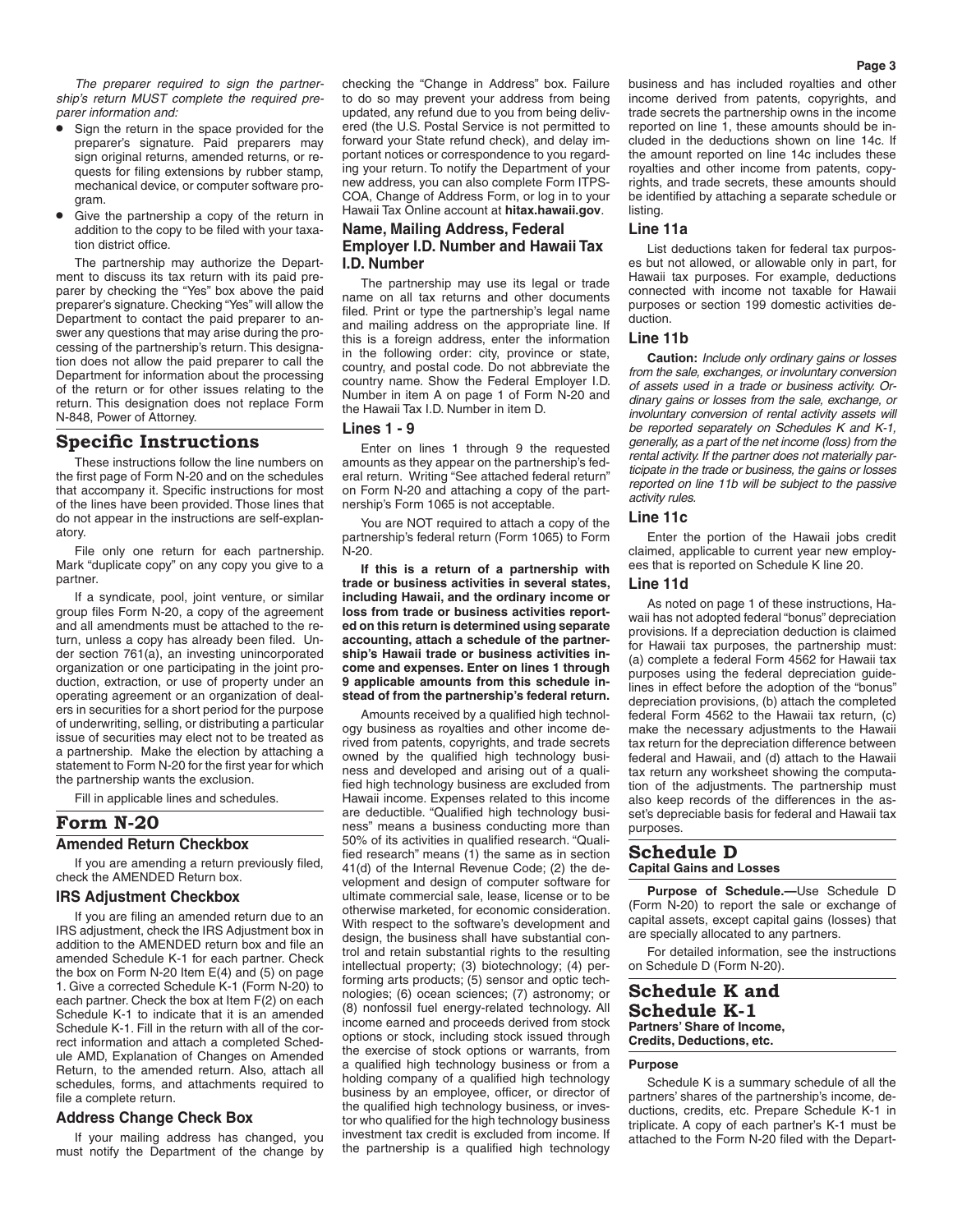*The preparer required to sign the partnership's return MUST complete the required preparer information and:*

- Sign the return in the space provided for the preparer's signature. Paid preparers may sign original returns, amended returns, or requests for filing extensions by rubber stamp, mechanical device, or computer software program.
- Give the partnership a copy of the return in addition to the copy to be filed with your taxation district office.

The partnership may authorize the Department to discuss its tax return with its paid preparer by checking the "Yes" box above the paid preparer's signature. Checking "Yes" will allow the Department to contact the paid preparer to answer any questions that may arise during the processing of the partnership's return. This designation does not allow the paid preparer to call the Department for information about the processing of the return or for other issues relating to the return. This designation does not replace Form N-848, Power of Attorney.

# Specific Instructions

These instructions follow the line numbers on the first page of Form N-20 and on the schedules that accompany it. Specific instructions for most of the lines have been provided. Those lines that do not appear in the instructions are self-explanatory.

File only one return for each partnership. Mark "duplicate copy" on any copy you give to a partner.

If a syndicate, pool, joint venture, or similar group files Form N-20, a copy of the agreement and all amendments must be attached to the return, unless a copy has already been filed. Under section 761(a), an investing unincorporated organization or one participating in the joint production, extraction, or use of property under an operating agreement or an organization of dealers in securities for a short period for the purpose of underwriting, selling, or distributing a particular issue of securities may elect not to be treated as a partnership. Make the election by attaching a statement to Form N-20 for the first year for which the partnership wants the exclusion.

Fill in applicable lines and schedules.

# Form N-20

## Amended Return Checkbox

If you are amending a return previously filed, check the AMENDED Return box.

## IRS Adjustment Checkbox

If you are filing an amended return due to an IRS adjustment, check the IRS Adjustment box in addition to the AMENDED return box and file an amended Schedule K-1 for each partner. Check the box on Form N-20 Item E(4) and (5) on page 1. Give a corrected Schedule K-1 (Form N-20) to each partner. Check the box at Item F(2) on each Schedule K-1 to indicate that it is an amended Schedule K-1. Fill in the return with all of the correct information and attach a completed Schedule AMD, Explanation of Changes on Amended Return, to the amended return. Also, attach all schedules, forms, and attachments required to file a complete return.

## Address Change Check Box

If your mailing address has changed, you must notify the Department of the change by checking the "Change in Address" box. Failure to do so may prevent your address from being updated, any refund due to you from being delivered (the U.S. Postal Service is not permitted to forward your State refund check), and delay important notices or correspondence to you regarding your return. To notify the Department of your new address, you can also complete Form ITPS-COA, Change of Address Form, or log in to your Hawaii Tax Online account at **hitax.hawaii.gov**.

## Name, Mailing Address, Federal Employer I.D. Number and Hawaii Tax I.D. Number

The partnership may use its legal or trade name on all tax returns and other documents filed. Print or type the partnership's legal name and mailing address on the appropriate line. If this is a foreign address, enter the information in the following order: city, province or state, country, and postal code. Do not abbreviate the country name. Show the Federal Employer I.D. Number in item A on page 1 of Form N-20 and the Hawaii Tax I.D. Number in item D.

## Lines 1 - 9

Enter on lines 1 through 9 the requested amounts as they appear on the partnership's federal return. Writing "See attached federal return" on Form N-20 and attaching a copy of the partnership's Form 1065 is not acceptable.

You are NOT required to attach a copy of the partnership's federal return (Form 1065) to Form N-20.

**If this is a return of a partnership with trade or business activities in several states, including Hawaii, and the ordinary income or loss from trade or business activities reported on this return is determined using separate accounting, attach a schedule of the partnership's Hawaii trade or business activities income and expenses. Enter on lines 1 through 9 applicable amounts from this schedule instead of from the partnership's federal return.**

Amounts received by a qualified high technology business as royalties and other income derived from patents, copyrights, and trade secrets owned by the qualified high technology business and developed and arising out of a qualified high technology business are excluded from Hawaii income. Expenses related to this income are deductible. "Qualified high technology business" means a business conducting more than 50% of its activities in qualified research. "Qualified research" means (1) the same as in section 41(d) of the Internal Revenue Code; (2) the development and design of computer software for ultimate commercial sale, lease, license or to be otherwise marketed, for economic consideration. With respect to the software's development and design, the business shall have substantial control and retain substantial rights to the resulting intellectual property; (3) biotechnology; (4) performing arts products; (5) sensor and optic technologies; (6) ocean sciences; (7) astronomy; or (8) nonfossil fuel energy-related technology. All income earned and proceeds derived from stock options or stock, including stock issued through the exercise of stock options or warrants, from a qualified high technology business or from a holding company of a qualified high technology business by an employee, officer, or director of the qualified high technology business, or investor who qualified for the high technology business investment tax credit is excluded from income. If the partnership is a qualified high technology business and has included royalties and other income derived from patents, copyrights, and trade secrets the partnership owns in the income reported on line 1, these amounts should be included in the deductions shown on line 14c. If the amount reported on line 14c includes these royalties and other income from patents, copyrights, and trade secrets, these amounts should be identified by attaching a separate schedule or listing.

## Line 11a

List deductions taken for federal tax purposes but not allowed, or allowable only in part, for Hawaii tax purposes. For example, deductions connected with income not taxable for Hawaii purposes or section 199 domestic activities deduction.

## Line 11b

**Caution:** *Include only ordinary gains or losses from the sale, exchanges, or involuntary conversion of assets used in a trade or business activity. Ordinary gains or losses from the sale, exchange, or involuntary conversion of rental activity assets will be reported separately on Schedules K and K-1, generally, as a part of the net income (loss) from the rental activity. If the partner does not materially participate in the trade or business, the gains or losses reported on line 11b will be subject to the passive activity rules.*

## Line 11c

Enter the portion of the Hawaii jobs credit claimed, applicable to current year new employees that is reported on Schedule K line 20.

## Line 11d

As noted on page 1 of these instructions, Hawaii has not adopted federal "bonus" depreciation provisions. If a depreciation deduction is claimed for Hawaii tax purposes, the partnership must: (a) complete a federal Form 4562 for Hawaii tax purposes using the federal depreciation guidelines in effect before the adoption of the "bonus" depreciation provisions, (b) attach the completed federal Form 4562 to the Hawaii tax return, (c) make the necessary adjustments to the Hawaii tax return for the depreciation difference between federal and Hawaii, and (d) attach to the Hawaii tax return any worksheet showing the computation of the adjustments. The partnership must also keep records of the differences in the asset's depreciable basis for federal and Hawaii tax purposes.

# Schedule D

**Capital Gains and Losses**

**Purpose of Schedule.—**Use Schedule D (Form N-20) to report the sale or exchange of capital assets, except capital gains (losses) that are specially allocated to any partners.

For detailed information, see the instructions on Schedule D (Form N-20).

# Schedule K and Schedule K-1

**Partners' Share of Income, Credits, Deductions, etc.**

### Purpose

Schedule K is a summary schedule of all the partners' shares of the partnership's income, deductions, credits, etc. Prepare Schedule K-1 in triplicate. A copy of each partner's K-1 must be attached to the Form N-20 filed with the Depart-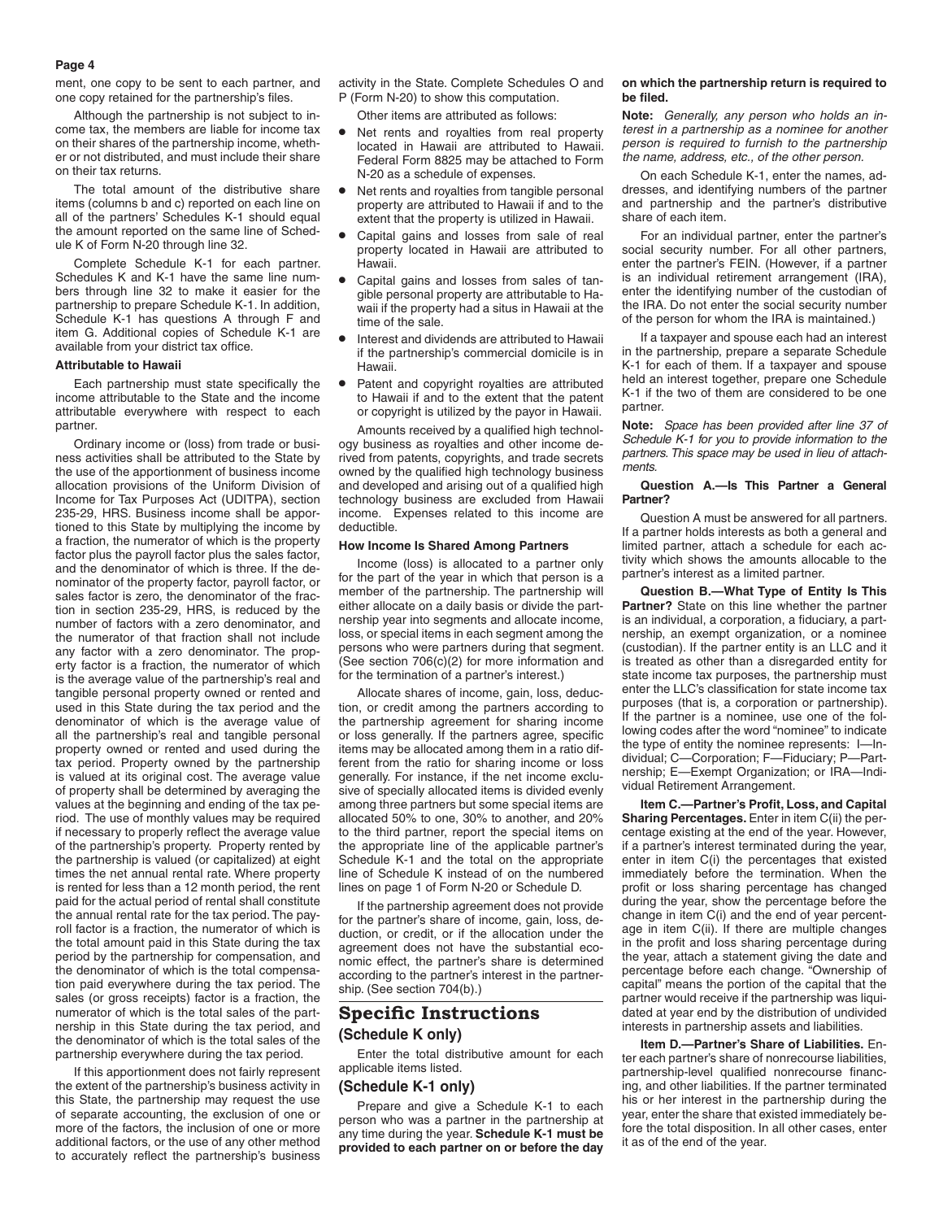ment, one copy to be sent to each partner, and one copy retained for the partnership's files.

Although the partnership is not subject to income tax, the members are liable for income tax on their shares of the partnership income, whether or not distributed, and must include their share on their tax returns.

The total amount of the distributive share items (columns b and c) reported on each line on all of the partners' Schedules K-1 should equal the amount reported on the same line of Schedule K of Form N-20 through line 32.

Complete Schedule K-1 for each partner. Schedules K and K-1 have the same line numbers through line 32 to make it easier for the partnership to prepare Schedule K-1. In addition, Schedule K-1 has questions A through F and item G. Additional copies of Schedule K-1 are available from your district tax office.

**Attributable to Hawaii**

Each partnership must state specifically the income attributable to the State and the income attributable everywhere with respect to each partner.

Ordinary income or (loss) from trade or business activities shall be attributed to the State by the use of the apportionment of business income allocation provisions of the Uniform Division of Income for Tax Purposes Act (UDITPA), section 235-29, HRS. Business income shall be apportioned to this State by multiplying the income by a fraction, the numerator of which is the property factor plus the payroll factor plus the sales factor, and the denominator of which is three. If the denominator of the property factor, payroll factor, or sales factor is zero, the denominator of the fraction in section 235-29, HRS, is reduced by the number of factors with a zero denominator, and the numerator of that fraction shall not include any factor with a zero denominator. The property factor is a fraction, the numerator of which is the average value of the partnership's real and tangible personal property owned or rented and used in this State during the tax period and the denominator of which is the average value of all the partnership's real and tangible personal property owned or rented and used during the tax period. Property owned by the partnership is valued at its original cost. The average value of property shall be determined by averaging the values at the beginning and ending of the tax period. The use of monthly values may be required if necessary to properly reflect the average value of the partnership's property. Property rented by the partnership is valued (or capitalized) at eight times the net annual rental rate. Where property is rented for less than a 12 month period, the rent paid for the actual period of rental shall constitute the annual rental rate for the tax period. The payroll factor is a fraction, the numerator of which is the total amount paid in this State during the tax period by the partnership for compensation, and the denominator of which is the total compensation paid everywhere during the tax period. The sales (or gross receipts) factor is a fraction, the numerator of which is the total sales of the partnership in this State during the tax period, and the denominator of which is the total sales of the partnership everywhere during the tax period.

If this apportionment does not fairly represent the extent of the partnership's business activity in this State, the partnership may request the use of separate accounting, the exclusion of one or more of the factors, the inclusion of one or more additional factors, or the use of any other method to accurately reflect the partnership's business activity in the State. Complete Schedules O and P (Form N-20) to show this computation.

Other items are attributed as follows:

- Net rents and royalties from real property located in Hawaii are attributed to Hawaii. Federal Form 8825 may be attached to Form N-20 as a schedule of expenses.
- Net rents and royalties from tangible personal property are attributed to Hawaii if and to the extent that the property is utilized in Hawaii.
- Capital gains and losses from sale of real property located in Hawaii are attributed to Hawaii.
- Capital gains and losses from sales of tangible personal property are attributable to Hawaii if the property had a situs in Hawaii at the time of the sale.
- Interest and dividends are attributed to Hawaii if the partnership's commercial domicile is in Hawaii.
- Patent and copyright royalties are attributed to Hawaii if and to the extent that the patent or copyright is utilized by the payor in Hawaii.

Amounts received by a qualified high technology business as royalties and other income derived from patents, copyrights, and trade secrets owned by the qualified high technology business and developed and arising out of a qualified high technology business are excluded from Hawaii income. Expenses related to this income are deductible.

**How Income Is Shared Among Partners**

Income (loss) is allocated to a partner only for the part of the year in which that person is a member of the partnership. The partnership will either allocate on a daily basis or divide the partnership year into segments and allocate income, loss, or special items in each segment among the persons who were partners during that segment. (See section 706(c)(2) for more information and for the termination of a partner's interest.)

Allocate shares of income, gain, loss, deduction, or credit among the partners according to the partnership agreement for sharing income or loss generally. If the partners agree, specific items may be allocated among them in a ratio different from the ratio for sharing income or loss generally. For instance, if the net income exclusive of specially allocated items is divided evenly among three partners but some special items are allocated 50% to one, 30% to another, and 20% to the third partner, report the special items on the appropriate line of the applicable partner's Schedule K-1 and the total on the appropriate line of Schedule K instead of on the numbered lines on page 1 of Form N-20 or Schedule D.

If the partnership agreement does not provide for the partner's share of income, gain, loss, deduction, or credit, or if the allocation under the agreement does not have the substantial economic effect, the partner's share is determined according to the partner's interest in the partnership. (See section 704(b).)

## Specific Instructions

### (Schedule K only)

Enter the total distributive amount for each applicable items listed.

### (Schedule K-1 only)

Prepare and give a Schedule K-1 to each person who was a partner in the partnership at any time during the year. **Schedule K-1 must be provided to each partner on or before the day on which the partnership return is required to be filed.**

**Note:** *Generally, any person who holds an interest in a partnership as a nominee for another person is required to furnish to the partnership the name, address, etc., of the other person.*

On each Schedule K-1, enter the names, addresses, and identifying numbers of the partner and partnership and the partner's distributive share of each item.

For an individual partner, enter the partner's social security number. For all other partners, enter the partner's FEIN. (However, if a partner is an individual retirement arrangement (IRA), enter the identifying number of the custodian of the IRA. Do not enter the social security number of the person for whom the IRA is maintained.)

If a taxpayer and spouse each had an interest in the partnership, prepare a separate Schedule K-1 for each of them. If a taxpayer and spouse held an interest together, prepare one Schedule K-1 if the two of them are considered to be one partner.

**Note:** *Space has been provided after line 37 of Schedule K-1 for you to provide information to the partners. This space may be used in lieu of attachments.*

**Question A.—Is This Partner a General Partner?**

Question A must be answered for all partners. If a partner holds interests as both a general and limited partner, attach a schedule for each activity which shows the amounts allocable to the partner's interest as a limited partner.

**Question B.—What Type of Entity Is This Partner?** State on this line whether the partner is an individual, a corporation, a fiduciary, a partnership, an exempt organization, or a nominee (custodian). If the partner entity is an LLC and it is treated as other than a disregarded entity for state income tax purposes, the partnership must enter the LLC's classification for state income tax purposes (that is, a corporation or partnership). If the partner is a nominee, use one of the following codes after the word "nominee" to indicate the type of entity the nominee represents: I—Individual; C—Corporation; F—Fiduciary; P—Partnership; E—Exempt Organization; or IRA—Individual Retirement Arrangement.

**Item C.—Partner's Profit, Loss, and Capital Sharing Percentages.** Enter in item C(ii) the percentage existing at the end of the year. However, if a partner's interest terminated during the year, enter in item C(i) the percentages that existed immediately before the termination. When the profit or loss sharing percentage has changed during the year, show the percentage before the change in item C(i) and the end of year percentage in item C(ii). If there are multiple changes in the profit and loss sharing percentage during the year, attach a statement giving the date and percentage before each change. "Ownership of capital" means the portion of the capital that the partner would receive if the partnership was liquidated at year end by the distribution of undivided interests in partnership assets and liabilities.

**Item D.—Partner's Share of Liabilities.** Enter each partner's share of nonrecourse liabilities, partnership-level qualified nonrecourse financing, and other liabilities. If the partner terminated his or her interest in the partnership during the year, enter the share that existed immediately before the total disposition. In all other cases, enter it as of the end of the year.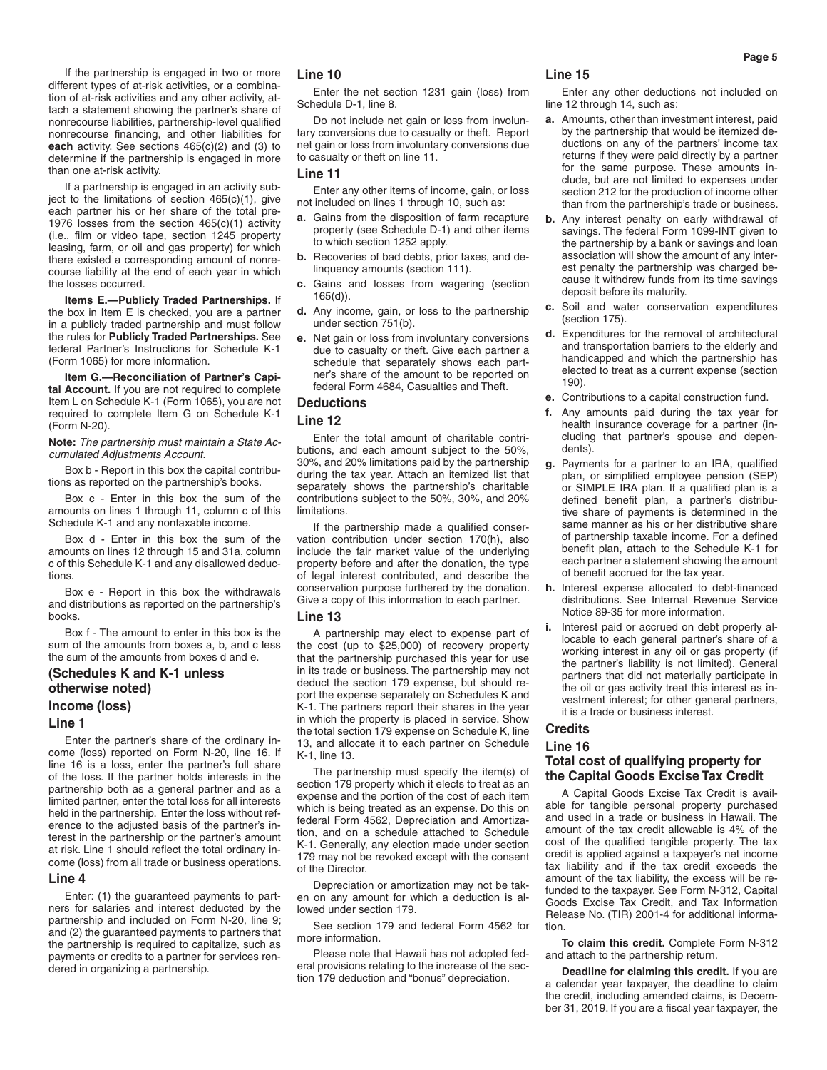If the partnership is engaged in two or more different types of at-risk activities, or a combination of at-risk activities and any other activity, attach a statement showing the partner's share of nonrecourse liabilities, partnership-level qualified nonrecourse financing, and other liabilities for **each** activity. See sections 465(c)(2) and (3) to determine if the partnership is engaged in more than one at-risk activity.

If a partnership is engaged in an activity subject to the limitations of section 465(c)(1), give each partner his or her share of the total pre-1976 losses from the section 465(c)(1) activity (i.e., film or video tape, section 1245 property leasing, farm, or oil and gas property) for which there existed a corresponding amount of nonrecourse liability at the end of each year in which the losses occurred.

**Items E.—Publicly Traded Partnerships.** If the box in Item E is checked, you are a partner in a publicly traded partnership and must follow the rules for **Publicly Traded Partnerships.** See federal Partner's Instructions for Schedule K-1 (Form 1065) for more information.

**Item G.—Reconciliation of Partner's Capital Account.** If you are not required to complete Item L on Schedule K-1 (Form 1065), you are not required to complete Item G on Schedule K-1 (Form N-20).

**Note:** *The partnership must maintain a State Accumulated Adjustments Account.*

Box b - Report in this box the capital contributions as reported on the partnership's books.

Box c - Enter in this box the sum of the amounts on lines 1 through 11, column c of this Schedule K-1 and any nontaxable income.

Box d - Enter in this box the sum of the amounts on lines 12 through 15 and 31a, column c of this Schedule K-1 and any disallowed deductions.

Box e - Report in this box the withdrawals and distributions as reported on the partnership's books.

Box f - The amount to enter in this box is the sum of the amounts from boxes a, b, and c less the sum of the amounts from boxes d and e.

## (Schedules K and K-1 unless otherwise noted)

## Income (loss)

### Line 1

Enter the partner's share of the ordinary income (loss) reported on Form N-20, line 16. If line 16 is a loss, enter the partner's full share of the loss. If the partner holds interests in the partnership both as a general partner and as a limited partner, enter the total loss for all interests held in the partnership. Enter the loss without reference to the adjusted basis of the partner's interest in the partnership or the partner's amount at risk. Line 1 should reflect the total ordinary income (loss) from all trade or business operations.

### Line 4

Enter: (1) the guaranteed payments to partners for salaries and interest deducted by the partnership and included on Form N-20, line 9; and (2) the guaranteed payments to partners that the partnership is required to capitalize, such as payments or credits to a partner for services rendered in organizing a partnership.

### Line 10

Enter the net section 1231 gain (loss) from Schedule D-1, line 8.

Do not include net gain or loss from involuntary conversions due to casualty or theft. Report net gain or loss from involuntary conversions due to casualty or theft on line 11.

### Line 11

Enter any other items of income, gain, or loss not included on lines 1 through 10, such as:

- **a.** Gains from the disposition of farm recapture property (see Schedule D-1) and other items to which section 1252 apply.
- **b.** Recoveries of bad debts, prior taxes, and delinquency amounts (section 111).
- **c.** Gains and losses from wagering (section 165(d)).
- **d.** Any income, gain, or loss to the partnership under section 751(b).
- **e.** Net gain or loss from involuntary conversions due to casualty or theft. Give each partner a schedule that separately shows each partner's share of the amount to be reported on federal Form 4684, Casualties and Theft.

## Deductions

### Line 12

Enter the total amount of charitable contributions, and each amount subject to the 50%, 30%, and 20% limitations paid by the partnership during the tax year. Attach an itemized list that separately shows the partnership's charitable contributions subject to the 50%, 30%, and 20% limitations.

If the partnership made a qualified conservation contribution under section 170(h), also include the fair market value of the underlying property before and after the donation, the type of legal interest contributed, and describe the conservation purpose furthered by the donation. Give a copy of this information to each partner.

### Line 13

A partnership may elect to expense part of the cost (up to $25,000) of recovery property that the partnership purchased this year for use in its trade or business. The partnership may not deduct the section 179 expense, but should report the expense separately on Schedules K and K-1. The partners report their shares in the year in which the property is placed in service. Show the total section 179 expense on Schedule K, line 13, and allocate it to each partner on Schedule K-1, line 13.

The partnership must specify the item(s) of section 179 property which it elects to treat as an expense and the portion of the cost of each item which is being treated as an expense. Do this on federal Form 4562, Depreciation and Amortization, and on a schedule attached to Schedule K-1. Generally, any election made under section 179 may not be revoked except with the consent of the Director.

Depreciation or amortization may not be taken on any amount for which a deduction is allowed under section 179.

See section 179 and federal Form 4562 for more information.

Please note that Hawaii has not adopted federal provisions relating to the increase of the section 179 deduction and "bonus" depreciation.

### Line 15

Enter any other deductions not included on line 12 through 14, such as:

- **a.** Amounts, other than investment interest, paid by the partnership that would be itemized deductions on any of the partners' income tax returns if they were paid directly by a partner for the same purpose. These amounts include, but are not limited to expenses under section 212 for the production of income other than from the partnership's trade or business.
- **b.** Any interest penalty on early withdrawal of savings. The federal Form 1099-INT given to the partnership by a bank or savings and loan association will show the amount of any interest penalty the partnership was charged because it withdrew funds from its time savings deposit before its maturity.
- **c.** Soil and water conservation expenditures (section 175).
- **d.** Expenditures for the removal of architectural and transportation barriers to the elderly and handicapped and which the partnership has elected to treat as a current expense (section 190).
- **e.** Contributions to a capital construction fund.
- **f.** Any amounts paid during the tax year for health insurance coverage for a partner (including that partner's spouse and dependents).
- **g.** Payments for a partner to an IRA, qualified plan, or simplified employee pension (SEP) or SIMPLE IRA plan. If a qualified plan is a defined benefit plan, a partner's distributive share of payments is determined in the same manner as his or her distributive share of partnership taxable income. For a defined benefit plan, attach to the Schedule K-1 for each partner a statement showing the amount of benefit accrued for the tax year.
- **h.** Interest expense allocated to debt-financed distributions. See Internal Revenue Service Notice 89-35 for more information.
- **i.** Interest paid or accrued on debt properly allocable to each general partner's share of a working interest in any oil or gas property (if the partner's liability is not limited). General partners that did not materially participate in the oil or gas activity treat this interest as investment interest; for other general partners, it is a trade or business interest.

## Credits

### Line 16

### Total cost of qualifying property for the Capital Goods Excise Tax Credit

A Capital Goods Excise Tax Credit is available for tangible personal property purchased and used in a trade or business in Hawaii. The amount of the tax credit allowable is 4% of the cost of the qualified tangible property. The tax credit is applied against a taxpayer's net income tax liability and if the tax credit exceeds the amount of the tax liability, the excess will be refunded to the taxpayer. See Form N-312, Capital Goods Excise Tax Credit, and Tax Information Release No. (TIR) 2001-4 for additional information.

**To claim this credit.** Complete Form N-312 and attach to the partnership return.

**Deadline for claiming this credit.** If you are a calendar year taxpayer, the deadline to claim the credit, including amended claims, is December 31, 2019. If you are a fiscal year taxpayer, the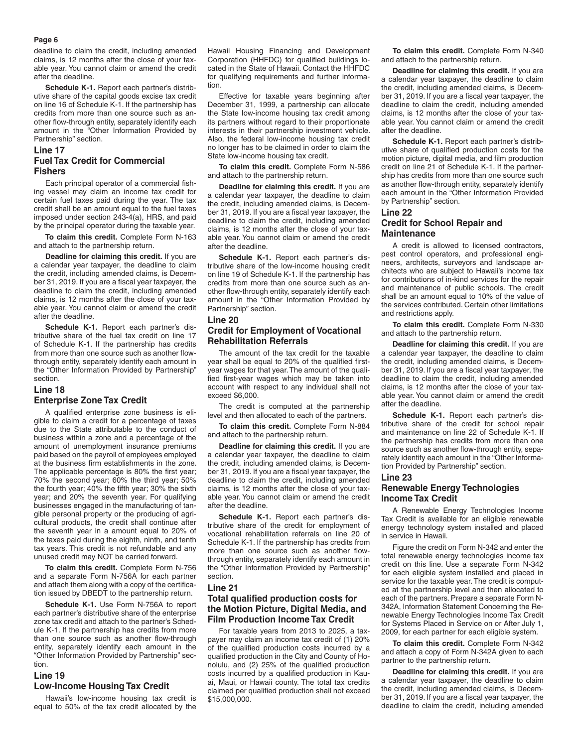deadline to claim the credit, including amended claims, is 12 months after the close of your taxable year. You cannot claim or amend the credit after the deadline.

**Schedule K-1.** Report each partner's distributive share of the capital goods excise tax credit on line 16 of Schedule K-1. If the partnership has credits from more than one source such as another flow-through entity, separately identify each amount in the "Other Information Provided by Partnership" section.

## Line 17
## Fuel Tax Credit for Commercial Fishers

Each principal operator of a commercial fishing vessel may claim an income tax credit for certain fuel taxes paid during the year. The tax credit shall be an amount equal to the fuel taxes imposed under section 243-4(a), HRS, and paid by the principal operator during the taxable year.

**To claim this credit.** Complete Form N-163 and attach to the partnership return.

**Deadline for claiming this credit.** If you are a calendar year taxpayer, the deadline to claim the credit, including amended claims, is December 31, 2019. If you are a fiscal year taxpayer, the deadline to claim the credit, including amended claims, is 12 months after the close of your taxable year. You cannot claim or amend the credit after the deadline.

**Schedule K-1.** Report each partner's distributive share of the fuel tax credit on line 17 of Schedule K-1. If the partnership has credits from more than one source such as another flow-through entity, separately identify each amount in the "Other Information Provided by Partnership" section.

## Line 18
## Enterprise Zone Tax Credit

A qualified enterprise zone business is eligible to claim a credit for a percentage of taxes due to the State attributable to the conduct of business within a zone and a percentage of the amount of unemployment insurance premiums paid based on the payroll of employees employed at the business firm establishments in the zone. The applicable percentage is 80% the first year; 70% the second year; 60% the third year; 50% the fourth year; 40% the fifth year; 30% the sixth year; and 20% the seventh year. For qualifying businesses engaged in the manufacturing of tangible personal property or the producing of agricultural products, the credit shall continue after the seventh year in a amount equal to 20% of the taxes paid during the eighth, ninth, and tenth tax years. This credit is not refundable and any unused credit may NOT be carried forward.

**To claim this credit.** Complete Form N-756 and a separate Form N-756A for each partner and attach them along with a copy of the certification issued by DBEDT to the partnership return.

**Schedule K-1.** Use Form N-756A to report each partner's distributive share of the enterprise zone tax credit and attach to the partner's Schedule K-1. If the partnership has credits from more than one source such as another flow-through entity, separately identify each amount in the "Other Information Provided by Partnership" section.

## Line 19
## Low-Income Housing Tax Credit

Hawaii's low-income housing tax credit is equal to 50% of the tax credit allocated by the Hawaii Housing Financing and Development Corporation (HHFDC) for qualified buildings located in the State of Hawaii. Contact the HHFDC for qualifying requirements and further information.

Effective for taxable years beginning after December 31, 1999, a partnership can allocate the State low-income housing tax credit among its partners without regard to their proportionate interests in their partnership investment vehicle. Also, the federal low-income housing tax credit no longer has to be claimed in order to claim the State low-income housing tax credit.

**To claim this credit.** Complete Form N-586 and attach to the partnership return.

**Deadline for claiming this credit.** If you are a calendar year taxpayer, the deadline to claim the credit, including amended claims, is December 31, 2019. If you are a fiscal year taxpayer, the deadline to claim the credit, including amended claims, is 12 months after the close of your taxable year. You cannot claim or amend the credit after the deadline.

**Schedule K-1.** Report each partner's distributive share of the low-income housing credit on line 19 of Schedule K-1. If the partnership has credits from more than one source such as another flow-through entity, separately identify each amount in the "Other Information Provided by Partnership" section.

## Line 20
## Credit for Employment of Vocational Rehabilitation Referrals

The amount of the tax credit for the taxable year shall be equal to 20% of the qualified first-year wages for that year. The amount of the qualified first-year wages which may be taken into account with respect to any individual shall not exceed $6,000.

The credit is computed at the partnership level and then allocated to each of the partners.

**To claim this credit.** Complete Form N-884 and attach to the partnership return.

**Deadline for claiming this credit.** If you are a calendar year taxpayer, the deadline to claim the credit, including amended claims, is December 31, 2019. If you are a fiscal year taxpayer, the deadline to claim the credit, including amended claims, is 12 months after the close of your taxable year. You cannot claim or amend the credit after the deadline.

**Schedule K-1.** Report each partner's distributive share of the credit for employment of vocational rehabilitation referrals on line 20 of Schedule K-1. If the partnership has credits from more than one source such as another flow-through entity, separately identify each amount in the "Other Information Provided by Partnership" section.

## Line 21
## Total qualified production costs for the Motion Picture, Digital Media, and Film Production Income Tax Credit

For taxable years from 2013 to 2025, a taxpayer may claim an income tax credit of (1) 20% of the qualified production costs incurred by a qualified production in the City and County of Honolulu, and (2) 25% of the qualified production costs incurred by a qualified production in Kauai, Maui, or Hawaii county. The total tax credits claimed per qualified production shall not exceed $15,000,000.

**To claim this credit.** Complete Form N-340 and attach to the partnership return.

**Deadline for claiming this credit.** If you are a calendar year taxpayer, the deadline to claim the credit, including amended claims, is December 31, 2019. If you are a fiscal year taxpayer, the deadline to claim the credit, including amended claims, is 12 months after the close of your taxable year. You cannot claim or amend the credit after the deadline.

**Schedule K-1.** Report each partner's distributive share of qualified production costs for the motion picture, digital media, and film production credit on line 21 of Schedule K-1. If the partnership has credits from more than one source such as another flow-through entity, separately identify each amount in the "Other Information Provided by Partnership" section.

## Line 22
## Credit for School Repair and Maintenance

A credit is allowed to licensed contractors, pest control operators, and professional engineers, architects, surveyors and landscape architects who are subject to Hawaii's income tax for contributions of in-kind services for the repair and maintenance of public schools. The credit shall be an amount equal to 10% of the value of the services contributed. Certain other limitations and restrictions apply.

**To claim this credit.** Complete Form N-330 and attach to the partnership return.

**Deadline for claiming this credit.** If you are a calendar year taxpayer, the deadline to claim the credit, including amended claims, is December 31, 2019. If you are a fiscal year taxpayer, the deadline to claim the credit, including amended claims, is 12 months after the close of your taxable year. You cannot claim or amend the credit after the deadline.

**Schedule K-1.** Report each partner's distributive share of the credit for school repair and maintenance on line 22 of Schedule K-1. If the partnership has credits from more than one source such as another flow-through entity, separately identify each amount in the "Other Information Provided by Partnership" section.

## Line 23
## Renewable Energy Technologies Income Tax Credit

A Renewable Energy Technologies Income Tax Credit is available for an eligible renewable energy technology system installed and placed in service in Hawaii.

Figure the credit on Form N-342 and enter the total renewable energy technologies income tax credit on this line. Use a separate Form N-342 for each eligible system installed and placed in service for the taxable year. The credit is computed at the partnership level and then allocated to each of the partners. Prepare a separate Form N-342A, Information Statement Concerning the Renewable Energy Technologies Income Tax Credit for Systems Placed in Service on or After July 1, 2009, for each partner for each eligible system.

**To claim this credit.** Complete Form N-342 and attach a copy of Form N-342A given to each partner to the partnership return.

**Deadline for claiming this credit.** If you are a calendar year taxpayer, the deadline to claim the credit, including amended claims, is December 31, 2019. If you are a fiscal year taxpayer, the deadline to claim the credit, including amended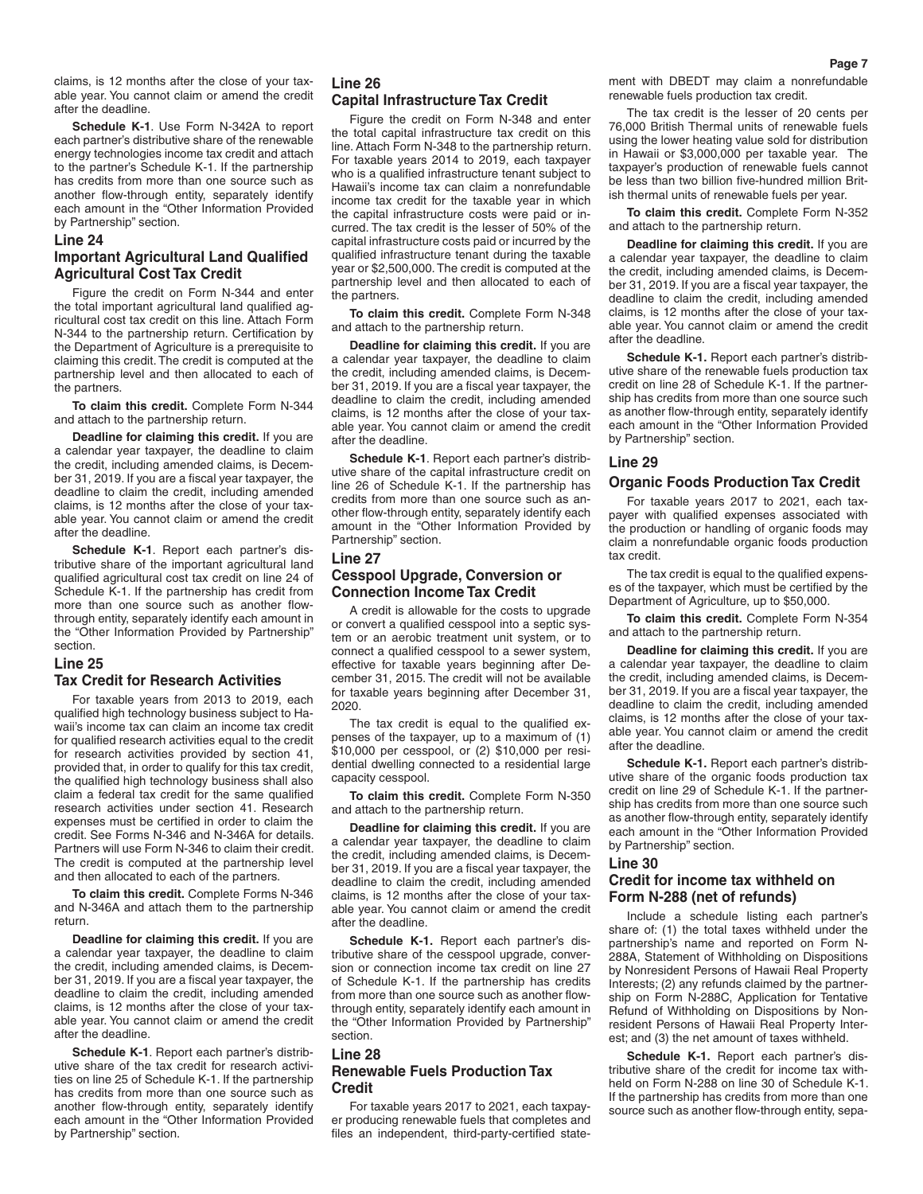claims, is 12 months after the close of your taxable year. You cannot claim or amend the credit after the deadline.

**Schedule K-1**. Use Form N-342A to report each partner's distributive share of the renewable energy technologies income tax credit and attach to the partner's Schedule K-1. If the partnership has credits from more than one source such as another flow-through entity, separately identify each amount in the "Other Information Provided by Partnership" section.

### Line 24
### Important Agricultural Land Qualified Agricultural Cost Tax Credit

Figure the credit on Form N-344 and enter the total important agricultural land qualified agricultural cost tax credit on this line. Attach Form N-344 to the partnership return. Certification by the Department of Agriculture is a prerequisite to claiming this credit. The credit is computed at the partnership level and then allocated to each of the partners.

**To claim this credit.** Complete Form N-344 and attach to the partnership return.

**Deadline for claiming this credit.** If you are a calendar year taxpayer, the deadline to claim the credit, including amended claims, is December 31, 2019. If you are a fiscal year taxpayer, the deadline to claim the credit, including amended claims, is 12 months after the close of your taxable year. You cannot claim or amend the credit after the deadline.

**Schedule K-1**. Report each partner's distributive share of the important agricultural land qualified agricultural cost tax credit on line 24 of Schedule K-1. If the partnership has credit from more than one source such as another flow-through entity, separately identify each amount in the "Other Information Provided by Partnership" section.

### Line 25
### Tax Credit for Research Activities

For taxable years from 2013 to 2019, each qualified high technology business subject to Hawaii's income tax can claim an income tax credit for qualified research activities equal to the credit for research activities provided by section 41, provided that, in order to qualify for this tax credit, the qualified high technology business shall also claim a federal tax credit for the same qualified research activities under section 41. Research expenses must be certified in order to claim the credit. See Forms N-346 and N-346A for details. Partners will use Form N-346 to claim their credit. The credit is computed at the partnership level and then allocated to each of the partners.

**To claim this credit.** Complete Forms N-346 and N-346A and attach them to the partnership return.

**Deadline for claiming this credit.** If you are a calendar year taxpayer, the deadline to claim the credit, including amended claims, is December 31, 2019. If you are a fiscal year taxpayer, the deadline to claim the credit, including amended claims, is 12 months after the close of your taxable year. You cannot claim or amend the credit after the deadline.

**Schedule K-1**. Report each partner's distributive share of the tax credit for research activities on line 25 of Schedule K-1. If the partnership has credits from more than one source such as another flow-through entity, separately identify each amount in the "Other Information Provided by Partnership" section.

### Line 26
### Capital Infrastructure Tax Credit

Figure the credit on Form N-348 and enter the total capital infrastructure tax credit on this line. Attach Form N-348 to the partnership return. For taxable years 2014 to 2019, each taxpayer who is a qualified infrastructure tenant subject to Hawaii's income tax can claim a nonrefundable income tax credit for the taxable year in which the capital infrastructure costs were paid or incurred. The tax credit is the lesser of 50% of the capital infrastructure costs paid or incurred by the qualified infrastructure tenant during the taxable year or $2,500,000. The credit is computed at the partnership level and then allocated to each of the partners.

**To claim this credit.** Complete Form N-348 and attach to the partnership return.

**Deadline for claiming this credit.** If you are a calendar year taxpayer, the deadline to claim the credit, including amended claims, is December 31, 2019. If you are a fiscal year taxpayer, the deadline to claim the credit, including amended claims, is 12 months after the close of your taxable year. You cannot claim or amend the credit after the deadline.

**Schedule K-1**. Report each partner's distributive share of the capital infrastructure credit on line 26 of Schedule K-1. If the partnership has credits from more than one source such as another flow-through entity, separately identify each amount in the "Other Information Provided by Partnership" section.

### Line 27
### Cesspool Upgrade, Conversion or Connection Income Tax Credit

A credit is allowable for the costs to upgrade or convert a qualified cesspool into a septic system or an aerobic treatment unit system, or to connect a qualified cesspool to a sewer system, effective for taxable years beginning after December 31, 2015. The credit will not be available for taxable years beginning after December 31, 2020.

The tax credit is equal to the qualified expenses of the taxpayer, up to a maximum of (1) $10,000 per cesspool, or (2) $10,000 per residential dwelling connected to a residential large capacity cesspool.

**To claim this credit.** Complete Form N-350 and attach to the partnership return.

**Deadline for claiming this credit.** If you are a calendar year taxpayer, the deadline to claim the credit, including amended claims, is December 31, 2019. If you are a fiscal year taxpayer, the deadline to claim the credit, including amended claims, is 12 months after the close of your taxable year. You cannot claim or amend the credit after the deadline.

**Schedule K-1.** Report each partner's distributive share of the cesspool upgrade, conversion or connection income tax credit on line 27 of Schedule K-1. If the partnership has credits from more than one source such as another flow-through entity, separately identify each amount in the "Other Information Provided by Partnership" section.

### Line 28
### Renewable Fuels Production Tax Credit

For taxable years 2017 to 2021, each taxpayer producing renewable fuels that completes and files an independent, third-party-certified statement with DBEDT may claim a nonrefundable renewable fuels production tax credit.

The tax credit is the lesser of 20 cents per 76,000 British Thermal units of renewable fuels using the lower heating value sold for distribution in Hawaii or $3,000,000 per taxable year. The taxpayer's production of renewable fuels cannot be less than two billion five-hundred million British thermal units of renewable fuels per year.

**To claim this credit.** Complete Form N-352 and attach to the partnership return.

**Deadline for claiming this credit.** If you are a calendar year taxpayer, the deadline to claim the credit, including amended claims, is December 31, 2019. If you are a fiscal year taxpayer, the deadline to claim the credit, including amended claims, is 12 months after the close of your taxable year. You cannot claim or amend the credit after the deadline.

**Schedule K-1.** Report each partner's distributive share of the renewable fuels production tax credit on line 28 of Schedule K-1. If the partnership has credits from more than one source such as another flow-through entity, separately identify each amount in the "Other Information Provided by Partnership" section.

### Line 29
### Organic Foods Production Tax Credit

For taxable years 2017 to 2021, each taxpayer with qualified expenses associated with the production or handling of organic foods may claim a nonrefundable organic foods production tax credit.

The tax credit is equal to the qualified expenses of the taxpayer, which must be certified by the Department of Agriculture, up to $50,000.

**To claim this credit.** Complete Form N-354 and attach to the partnership return.

**Deadline for claiming this credit.** If you are a calendar year taxpayer, the deadline to claim the credit, including amended claims, is December 31, 2019. If you are a fiscal year taxpayer, the deadline to claim the credit, including amended claims, is 12 months after the close of your taxable year. You cannot claim or amend the credit after the deadline.

**Schedule K-1.** Report each partner's distributive share of the organic foods production tax credit on line 29 of Schedule K-1. If the partnership has credits from more than one source such as another flow-through entity, separately identify each amount in the "Other Information Provided by Partnership" section.

### Line 30
### Credit for income tax withheld on Form N-288 (net of refunds)

Include a schedule listing each partner's share of: (1) the total taxes withheld under the partnership's name and reported on Form N-288A, Statement of Withholding on Dispositions by Nonresident Persons of Hawaii Real Property Interests; (2) any refunds claimed by the partnership on Form N-288C, Application for Tentative Refund of Withholding on Dispositions by Nonresident Persons of Hawaii Real Property Interest; and (3) the net amount of taxes withheld.

**Schedule K-1.** Report each partner's distributive share of the credit for income tax withheld on Form N-288 on line 30 of Schedule K-1. If the partnership has credits from more than one source such as another flow-through entity, sepa-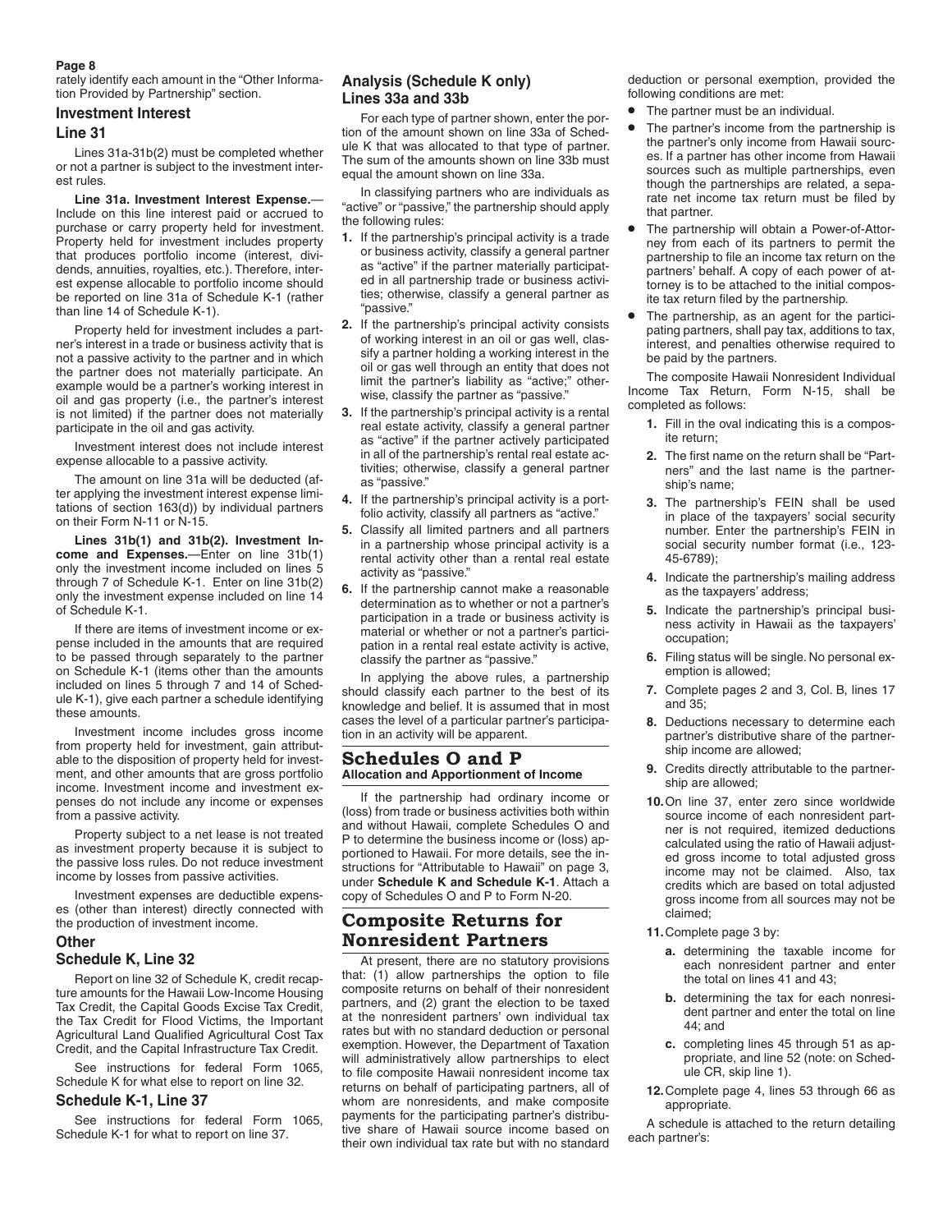rately identify each amount in the "Other Information Provided by Partnership" section.

### Investment Interest

### Line 31

Lines 31a-31b(2) must be completed whether or not a partner is subject to the investment interest rules.

**Line 31a. Investment Interest Expense.**— Include on this line interest paid or accrued to purchase or carry property held for investment. Property held for investment includes property that produces portfolio income (interest, dividends, annuities, royalties, etc.). Therefore, interest expense allocable to portfolio income should be reported on line 31a of Schedule K-1 (rather than line 14 of Schedule K-1).

Property held for investment includes a partner's interest in a trade or business activity that is not a passive activity to the partner and in which the partner does not materially participate. An example would be a partner's working interest in oil and gas property (i.e., the partner's interest is not limited) if the partner does not materially participate in the oil and gas activity.

Investment interest does not include interest expense allocable to a passive activity.

The amount on line 31a will be deducted (after applying the investment interest expense limitations of section 163(d)) by individual partners on their Form N-11 or N-15.

**Lines 31b(1) and 31b(2). Investment Income and Expenses.**—Enter on line 31b(1) only the investment income included on lines 5 through 7 of Schedule K-1. Enter on line 31b(2) only the investment expense included on line 14 of Schedule K-1.

If there are items of investment income or expense included in the amounts that are required to be passed through separately to the partner on Schedule K-1 (items other than the amounts included on lines 5 through 7 and 14 of Schedule K-1), give each partner a schedule identifying these amounts.

Investment income includes gross income from property held for investment, gain attributable to the disposition of property held for investment, and other amounts that are gross portfolio income. Investment income and investment expenses do not include any income or expenses from a passive activity.

Property subject to a net lease is not treated as investment property because it is subject to the passive loss rules. Do not reduce investment income by losses from passive activities.

Investment expenses are deductible expenses (other than interest) directly connected with the production of investment income.

### Other

### Schedule K, Line 32

Report on line 32 of Schedule K, credit recapture amounts for the Hawaii Low-Income Housing Tax Credit, the Capital Goods Excise Tax Credit, the Tax Credit for Flood Victims, the Important Agricultural Land Qualified Agricultural Cost Tax Credit, and the Capital Infrastructure Tax Credit.

See instructions for federal Form 1065, Schedule K for what else to report on line 32.

### Schedule K-1, Line 37

See instructions for federal Form 1065, Schedule K-1 for what to report on line 37.

### Analysis (Schedule K only) Lines 33a and 33b

For each type of partner shown, enter the portion of the amount shown on line 33a of Schedule K that was allocated to that type of partner. The sum of the amounts shown on line 33b must equal the amount shown on line 33a.

In classifying partners who are individuals as "active" or "passive," the partnership should apply the following rules:

1. If the partnership's principal activity is a trade or business activity, classify a general partner as "active" if the partner materially participated in all partnership trade or business activities; otherwise, classify a general partner as "passive."
2. If the partnership's principal activity consists of working interest in an oil or gas well, classify a partner holding a working interest in the oil or gas well through an entity that does not limit the partner's liability as "active;" otherwise, classify the partner as "passive."
3. If the partnership's principal activity is a rental real estate activity, classify a general partner as "active" if the partner actively participated in all of the partnership's rental real estate activities; otherwise, classify a general partner as "passive."
4. If the partnership's principal activity is a portfolio activity, classify all partners as "active."
5. Classify all limited partners and all partners in a partnership whose principal activity is a rental activity other than a rental real estate activity as "passive."
6. If the partnership cannot make a reasonable determination as to whether or not a partner's participation in a trade or business activity is material or whether or not a partner's participation in a rental real estate activity is active, classify the partner as "passive."

In applying the above rules, a partnership should classify each partner to the best of its knowledge and belief. It is assumed that in most cases the level of a particular partner's participation in an activity will be apparent.

## Schedules O and P

**Allocation and Apportionment of Income**

If the partnership had ordinary income or (loss) from trade or business activities both within and without Hawaii, complete Schedules O and P to determine the business income or (loss) apportioned to Hawaii. For more details, see the instructions for "Attributable to Hawaii" on page 3, under **Schedule K and Schedule K-1**. Attach a copy of Schedules O and P to Form N-20.

## Composite Returns for Nonresident Partners

At present, there are no statutory provisions that: (1) allow partnerships the option to file composite returns on behalf of their nonresident partners, and (2) grant the election to be taxed at the nonresident partners' own individual tax rates but with no standard deduction or personal exemption. However, the Department of Taxation will administratively allow partnerships to elect to file composite Hawaii nonresident income tax returns on behalf of participating partners, all of whom are nonresidents, and make composite payments for the participating partner's distributive share of Hawaii source income based on their own individual tax rate but with no standard deduction or personal exemption, provided the following conditions are met:

- The partner must be an individual.
- The partner's income from the partnership is the partner's only income from Hawaii sources. If a partner has other income from Hawaii sources such as multiple partnerships, even though the partnerships are related, a separate net income tax return must be filed by that partner.
- The partnership will obtain a Power-of-Attorney from each of its partners to permit the partnership to file an income tax return on the partners' behalf. A copy of each power of attorney is to be attached to the initial composite tax return filed by the partnership.
- The partnership, as an agent for the participating partners, shall pay tax, additions to tax, interest, and penalties otherwise required to be paid by the partners.

The composite Hawaii Nonresident Individual Income Tax Return, Form N-15, shall be completed as follows:

1. Fill in the oval indicating this is a composite return;
2. The first name on the return shall be "Partners" and the last name is the partnership's name;
3. The partnership's FEIN shall be used in place of the taxpayers' social security number. Enter the partnership's FEIN in social security number format (i.e., 123-45-6789);
4. Indicate the partnership's mailing address as the taxpayers' address;
5. Indicate the partnership's principal business activity in Hawaii as the taxpayers' occupation;
6. Filing status will be single. No personal exemption is allowed;
7. Complete pages 2 and 3, Col. B, lines 17 and 35;
8. Deductions necessary to determine each partner's distributive share of the partnership income are allowed;
9. Credits directly attributable to the partnership are allowed;
10. On line 37, enter zero since worldwide source income of each nonresident partner is not required, itemized deductions calculated using the ratio of Hawaii adjusted gross income to total adjusted gross income may not be claimed. Also, tax credits which are based on total adjusted gross income from all sources may not be claimed;
11. Complete page 3 by:
    a. determining the taxable income for each nonresident partner and enter the total on lines 41 and 43;
    b. determining the tax for each nonresident partner and enter the total on line 44; and
    c. completing lines 45 through 51 as appropriate, and line 52 (note: on Schedule CR, skip line 1).
12. Complete page 4, lines 53 through 66 as appropriate.

A schedule is attached to the return detailing each partner's: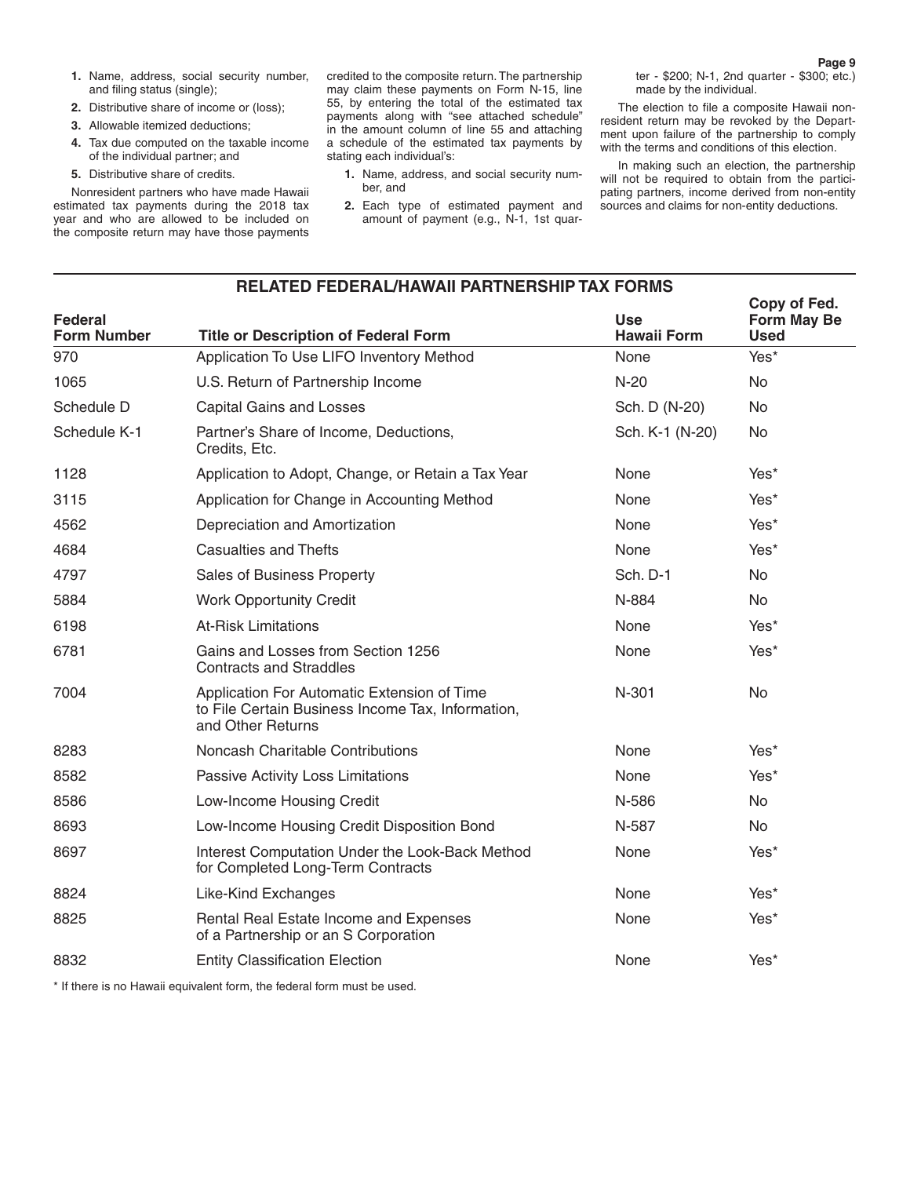1. Name, address, social security number, and filing status (single);
2. Distributive share of income or (loss);
3. Allowable itemized deductions;
4. Tax due computed on the taxable income of the individual partner; and
5. Distributive share of credits.

Nonresident partners who have made Hawaii estimated tax payments during the 2018 tax year and who are allowed to be included on the composite return may have those payments credited to the composite return. The partnership may claim these payments on Form N-15, line 55, by entering the total of the estimated tax payments along with "see attached schedule" in the amount column of line 55 and attaching a schedule of the estimated tax payments by stating each individual's:

1. Name, address, and social security number, and
2. Each type of estimated payment and amount of payment (e.g., N-1, 1st quarter - $200; N-1, 2nd quarter - $300; etc.) made by the individual.

The election to file a composite Hawaii nonresident return may be revoked by the Department upon failure of the partnership to comply with the terms and conditions of this election.

In making such an election, the partnership will not be required to obtain from the participating partners, income derived from non-entity sources and claims for non-entity deductions.

## RELATED FEDERAL/HAWAII PARTNERSHIP TAX FORMS

| Federal Form Number | Title or Description of Federal Form | Use Hawaii Form | Copy of Fed. Form May Be Used |
|---|---|---|---|
| 970 | Application To Use LIFO Inventory Method | None | Yes* |
| 1065 | U.S. Return of Partnership Income | N-20 | No |
| Schedule D | Capital Gains and Losses | Sch. D (N-20) | No |
| Schedule K-1 | Partner's Share of Income, Deductions, Credits, Etc. | Sch. K-1 (N-20) | No |
| 1128 | Application to Adopt, Change, or Retain a Tax Year | None | Yes* |
| 3115 | Application for Change in Accounting Method | None | Yes* |
| 4562 | Depreciation and Amortization | None | Yes* |
| 4684 | Casualties and Thefts | None | Yes* |
| 4797 | Sales of Business Property | Sch. D-1 | No |
| 5884 | Work Opportunity Credit | N-884 | No |
| 6198 | At-Risk Limitations | None | Yes* |
| 6781 | Gains and Losses from Section 1256 Contracts and Straddles | None | Yes* |
| 7004 | Application For Automatic Extension of Time to File Certain Business Income Tax, Information, and Other Returns | N-301 | No |
| 8283 | Noncash Charitable Contributions | None | Yes* |
| 8582 | Passive Activity Loss Limitations | None | Yes* |
| 8586 | Low-Income Housing Credit | N-586 | No |
| 8693 | Low-Income Housing Credit Disposition Bond | N-587 | No |
| 8697 | Interest Computation Under the Look-Back Method for Completed Long-Term Contracts | None | Yes* |
| 8824 | Like-Kind Exchanges | None | Yes* |
| 8825 | Rental Real Estate Income and Expenses of a Partnership or an S Corporation | None | Yes* |
| 8832 | Entity Classification Election | None | Yes* |

* If there is no Hawaii equivalent form, the federal form must be used.